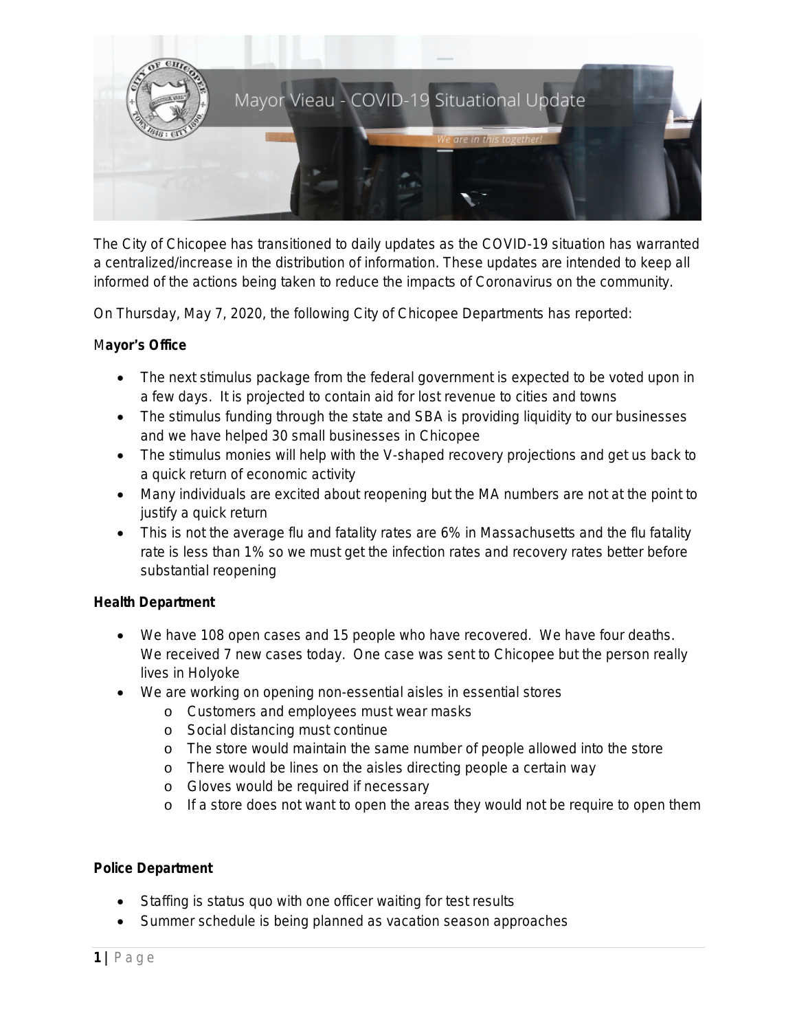# Mayor Vieau - COVID-19 Situational Update

*We are in this together!*

The City of Chicopee has transitioned to daily updates as the COVID-19 situation has warranted a centralized/increase in the distribution of information. These updates are intended to keep all informed of the actions being taken to reduce the impacts of Coronavirus on the community.

On Thursday, May 7, 2020, the following City of Chicopee Departments has reported:

**Mayor's Office**

- The next stimulus package from the federal government is expected to be voted upon in a few days. It is projected to contain aid for lost revenue to cities and towns
- The stimulus funding through the state and SBA is providing liquidity to our businesses and we have helped 30 small businesses in Chicopee
- The stimulus monies will help with the V-shaped recovery projections and get us back to a quick return of economic activity
- Many individuals are excited about reopening but the MA numbers are not at the point to justify a quick return
- This is not the average flu and fatality rates are 6% in Massachusetts and the flu fatality rate is less than 1% so we must get the infection rates and recovery rates better before substantial reopening

**Health Department**

- We have 108 open cases and 15 people who have recovered. We have four deaths. We received 7 new cases today. One case was sent to Chicopee but the person really lives in Holyoke
- We are working on opening non-essential aisles in essential stores
  - Customers and employees must wear masks
  - Social distancing must continue
  - The store would maintain the same number of people allowed into the store
  - There would be lines on the aisles directing people a certain way
  - Gloves would be required if necessary
  - If a store does not want to open the areas they would not be require to open them

**Police Department**

- Staffing is status quo with one officer waiting for test results
- Summer schedule is being planned as vacation season approaches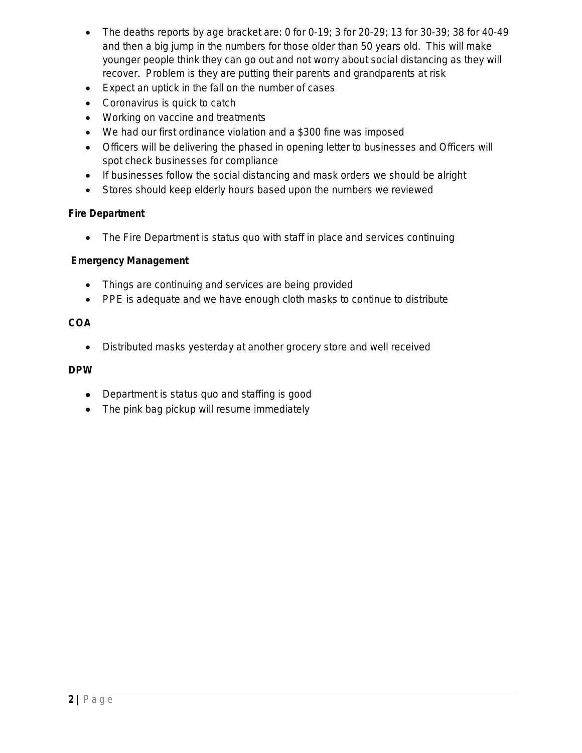- The deaths reports by age bracket are: 0 for 0-19; 3 for 20-29; 13 for 30-39; 38 for 40-49 and then a big jump in the numbers for those older than 50 years old. This will make younger people think they can go out and not worry about social distancing as they will recover. Problem is they are putting their parents and grandparents at risk
- Expect an uptick in the fall on the number of cases
- Coronavirus is quick to catch
- Working on vaccine and treatments
- We had our first ordinance violation and a $300 fine was imposed
- Officers will be delivering the phased in opening letter to businesses and Officers will spot check businesses for compliance
- If businesses follow the social distancing and mask orders we should be alright
- Stores should keep elderly hours based upon the numbers we reviewed

**Fire Department**

- The Fire Department is status quo with staff in place and services continuing

**Emergency Management**

- Things are continuing and services are being provided
- PPE is adequate and we have enough cloth masks to continue to distribute

**COA**

- Distributed masks yesterday at another grocery store and well received

**DPW**

- Department is status quo and staffing is good
- The pink bag pickup will resume immediately